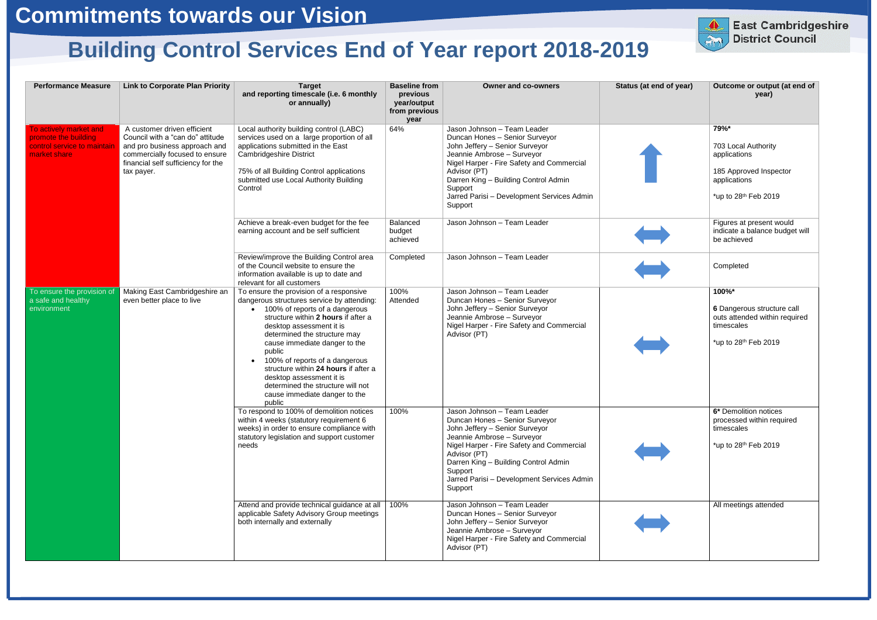# Commitments towards our Vision

## Building Control Services End of Year report 2018-2019

East Cambridgeshire District Council

| Performance Measure | Link to Corporate Plan Priority | Target and reporting timescale (i.e. 6 monthly or annually) | Baseline from previous year/output from previous year | Owner and co-owners | Status (at end of year) | Outcome or output (at end of year) |
|---|---|---|---|---|---|---|
| To actively market and promote the building control service to maintain market share | A customer driven efficient Council with a "can do" attitude and pro business approach and commercially focused to ensure financial self sufficiency for the tax payer. | Local authority building control (LABC) services used on a large proportion of all applications submitted in the East Cambridgeshire District<br><br>75% of all Building Control applications submitted use Local Authority Building Control | 64% | Jason Johnson – Team Leader<br>Duncan Hones – Senior Surveyor<br>John Jeffery – Senior Surveyor<br>Jeannie Ambrose – Surveyor<br>Nigel Harper - Fire Safety and Commercial Advisor (PT)<br>Darren King – Building Control Admin Support<br>Jarred Parisi – Development Services Admin Support | ↑ | **79%***<br><br>703 Local Authority applications<br><br>185 Approved Inspector applications<br><br>*up to 28th Feb 2019 |
| | | Achieve a break-even budget for the fee earning account and be self sufficient | Balanced budget achieved | Jason Johnson – Team Leader | ↔ | Figures at present would indicate a balance budget will be achieved |
| | | Review/improve the Building Control area of the Council website to ensure the information available is up to date and relevant for all customers | Completed | Jason Johnson – Team Leader | ↔ | Completed |
| To ensure the provision of a safe and healthy environment | Making East Cambridgeshire an even better place to live | To ensure the provision of a responsive dangerous structures service by attending:<br>• 100% of reports of a dangerous structure within **2 hours** if after a desktop assessment it is determined the structure may cause immediate danger to the public<br>• 100% of reports of a dangerous structure within **24 hours** if after a desktop assessment it is determined the structure will not cause immediate danger to the public | 100% Attended | Jason Johnson – Team Leader<br>Duncan Hones – Senior Surveyor<br>John Jeffery – Senior Surveyor<br>Jeannie Ambrose – Surveyor<br>Nigel Harper - Fire Safety and Commercial Advisor (PT) | ↔ | **100%***<br><br>**6** Dangerous structure call outs attended within required timescales<br><br>*up to 28th Feb 2019 |
| | | To respond to 100% of demolition notices within 4 weeks (statutory requirement 6 weeks) in order to ensure compliance with statutory legislation and support customer needs | 100% | Jason Johnson – Team Leader<br>Duncan Hones – Senior Surveyor<br>John Jeffery – Senior Surveyor<br>Jeannie Ambrose – Surveyor<br>Nigel Harper - Fire Safety and Commercial Advisor (PT)<br>Darren King – Building Control Admin Support<br>Jarred Parisi – Development Services Admin Support | ↔ | **6*** Demolition notices processed within required timescales<br><br>*up to 28th Feb 2019 |
| | | Attend and provide technical guidance at all applicable Safety Advisory Group meetings both internally and externally | 100% | Jason Johnson – Team Leader<br>Duncan Hones – Senior Surveyor<br>John Jeffery – Senior Surveyor<br>Jeannie Ambrose – Surveyor<br>Nigel Harper - Fire Safety and Commercial Advisor (PT) | ↔ | All meetings attended |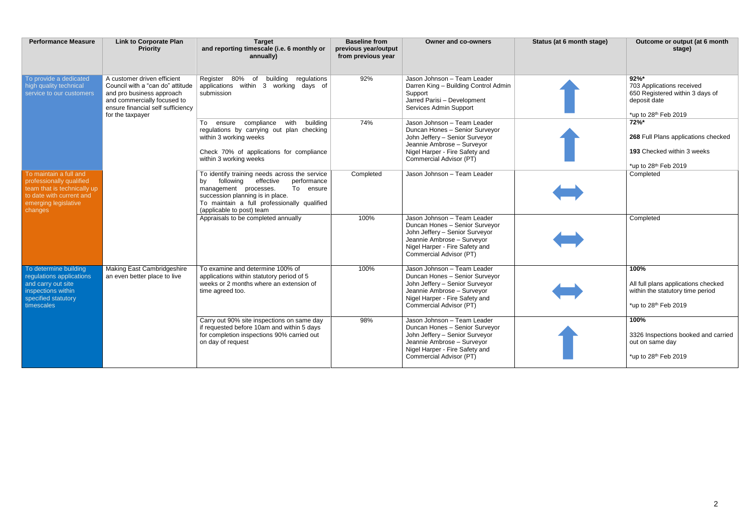| Performance Measure | Link to Corporate Plan Priority | Target and reporting timescale (i.e. 6 monthly or annually) | Baseline from previous year/output from previous year | Owner and co-owners | Status (at 6 month stage) | Outcome or output (at 6 month stage) |
|---|---|---|---|---|---|---|
| To provide a dedicated high quality technical service to our customers | A customer driven efficient Council with a "can do" attitude and pro business approach and commercially focused to ensure financial self sufficiency for the taxpayer | Register 80% of building regulations applications within 3 working days of submission | 92% | Jason Johnson – Team Leader<br>Darren King – Building Control Admin Support<br>Jarred Parisi – Development Services Admin Support | ↑ | **92%***<br>703 Applications received<br>650 Registered within 3 days of deposit date<br>*up to 28th Feb 2019 |
| | | To ensure compliance with building regulations by carrying out plan checking within 3 working weeks<br><br>Check 70% of applications for compliance within 3 working weeks | 74% | Jason Johnson – Team Leader<br>Duncan Hones – Senior Surveyor<br>John Jeffery – Senior Surveyor<br>Jeannie Ambrose – Surveyor<br>Nigel Harper - Fire Safety and Commercial Advisor (PT) | ↑ | **72%***<br>**268** Full Plans applications checked<br>**193** Checked within 3 weeks<br>*up to 28th Feb 2019 |
| To maintain a full and professionally qualified team that is technically up to date with current and emerging legislative changes | | To identify training needs across the service by following effective performance management processes. To ensure succession planning is in place.<br>To maintain a full professionally qualified (applicable to post) team | Completed | Jason Johnson – Team Leader | ↔ | Completed |
| | | Appraisals to be completed annually | 100% | Jason Johnson – Team Leader<br>Duncan Hones – Senior Surveyor<br>John Jeffery – Senior Surveyor<br>Jeannie Ambrose – Surveyor<br>Nigel Harper - Fire Safety and Commercial Advisor (PT) | ↔ | Completed |
| To determine building regulations applications and carry out site inspections within specified statutory timescales | Making East Cambridgeshire an even better place to live | To examine and determine 100% of applications within statutory period of 5 weeks or 2 months where an extension of time agreed too. | 100% | Jason Johnson – Team Leader<br>Duncan Hones – Senior Surveyor<br>John Jeffery – Senior Surveyor<br>Jeannie Ambrose – Surveyor<br>Nigel Harper - Fire Safety and Commercial Advisor (PT) | ↔ | **100%**<br>All full plans applications checked within the statutory time period<br>*up to 28th Feb 2019 |
| | | Carry out 90% site inspections on same day if requested before 10am and within 5 days for completion inspections 90% carried out on day of request | 98% | Jason Johnson – Team Leader<br>Duncan Hones – Senior Surveyor<br>John Jeffery – Senior Surveyor<br>Jeannie Ambrose – Surveyor<br>Nigel Harper - Fire Safety and Commercial Advisor (PT) | ↑ | **100%**<br>3326 Inspections booked and carried out on same day<br>*up to 28th Feb 2019 |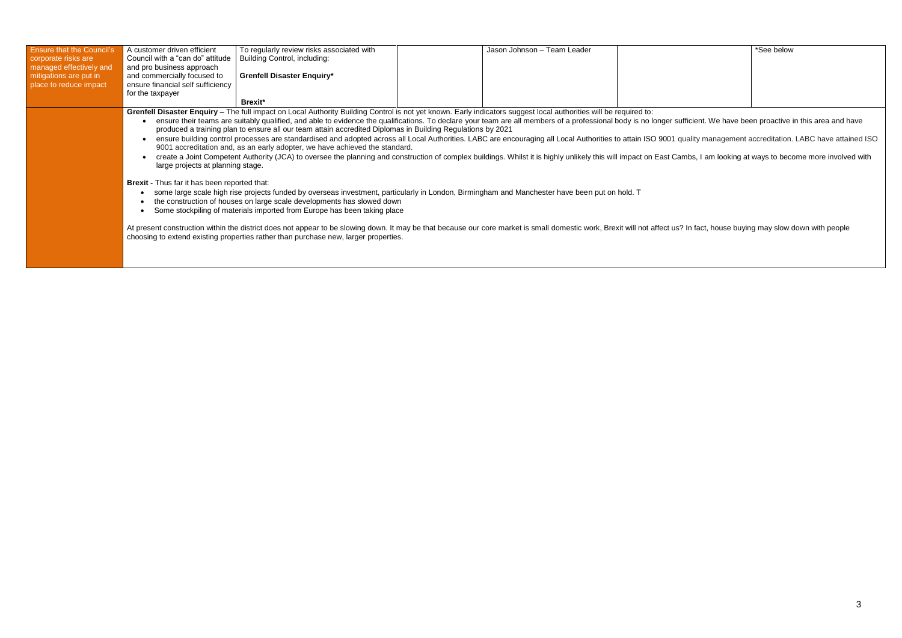| | | | | | | |
|---|---|---|---|---|---|---|
| Ensure that the Council's corporate risks are managed effectively and mitigations are put in place to reduce impact | A customer driven efficient Council with a "can do" attitude and pro business approach and commercially focused to ensure financial self sufficiency for the taxpayer | To regularly review risks associated with Building Control, including:<br><br>**Grenfell Disaster Enquiry***<br><br>**Brexit*** | | Jason Johnson – Team Leader | | *See below |

**Grenfell Disaster Enquiry –** The full impact on Local Authority Building Control is not yet known. Early indicators suggest local authorities will be required to:

- ensure their teams are suitably qualified, and able to evidence the qualifications. To declare your team are all members of a professional body is no longer sufficient. We have been proactive in this area and have produced a training plan to ensure all our team attain accredited Diplomas in Building Regulations by 2021
- ensure building control processes are standardised and adopted across all Local Authorities. LABC are encouraging all Local Authorities to attain ISO 9001 quality management accreditation. LABC have attained ISO 9001 accreditation and, as an early adopter, we have achieved the standard.
- create a Joint Competent Authority (JCA) to oversee the planning and construction of complex buildings. Whilst it is highly unlikely this will impact on East Cambs, I am looking at ways to become more involved with large projects at planning stage.

**Brexit -** Thus far it has been reported that:

- some large scale high rise projects funded by overseas investment, particularly in London, Birmingham and Manchester have been put on hold. T
- the construction of houses on large scale developments has slowed down
- Some stockpiling of materials imported from Europe has been taking place

At present construction within the district does not appear to be slowing down. It may be that because our core market is small domestic work, Brexit will not affect us? In fact, house buying may slow down with people choosing to extend existing properties rather than purchase new, larger properties.